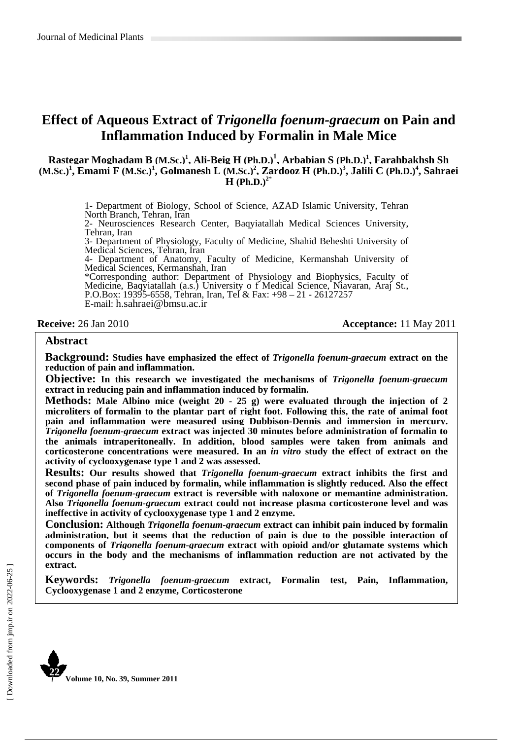# Effect of Aqueous Extract of *Trigonella foenum-graecum* on Pain and Inflammation Induced by Formalin in Male Mice

**Rastegar Moghadam B (M.Sc.)[1], Ali-Beig H (Ph.D.)[1], Arbabian S (Ph.D.)[1], Farahbakhsh Sh (M.Sc.)[1], Emami F (M.Sc.)[1], Golmanesh L (M.Sc.)[2], Zardooz H (Ph.D.)[3], Jalili C (Ph.D.)[4], Sahraei H (Ph.D.)[2*]**

1- Department of Biology, School of Science, AZAD Islamic University, Tehran North Branch, Tehran, Iran
2- Neurosciences Research Center, Baqyiatallah Medical Sciences University, Tehran, Iran
3- Department of Physiology, Faculty of Medicine, Shahid Beheshti University of Medical Sciences, Tehran, Iran
4- Department of Anatomy, Faculty of Medicine, Kermanshah University of Medical Sciences, Kermanshah, Iran
*Corresponding author: Department of Physiology and Biophysics, Faculty of Medicine, Baqyiatallah (a.s.) University o f Medical Science, Niavaran, Araj St., P.O.Box: 19395-6558, Tehran, Iran, Tel & Fax: +98 – 21 - 26127257
E-mail: h.sahraei@bmsu.ac.ir

**Receive:** 26 Jan 2010 **Acceptance:** 11 May 2011

## Abstract

**Background:** Studies have emphasized the effect of *Trigonella foenum-graecum* extract on the reduction of pain and inflammation.

**Objective:** In this research we investigated the mechanisms of *Trigonella foenum-graecum* extract in reducing pain and inflammation induced by formalin.

**Methods:** Male Albino mice (weight 20 - 25 g) were evaluated through the injection of 2 microliters of formalin to the plantar part of right foot. Following this, the rate of animal foot pain and inflammation were measured using Dubbison-Dennis and immersion in mercury. *Trigonella foenum-graecum* extract was injected 30 minutes before administration of formalin to the animals intraperitoneally. In addition, blood samples were taken from animals and corticosterone concentrations were measured. In an *in vitro* study the effect of extract on the activity of cyclooxygenase type 1 and 2 was assessed.

**Results:** Our results showed that *Trigonella foenum-graecum* extract inhibits the first and second phase of pain induced by formalin, while inflammation is slightly reduced. Also the effect of *Trigonella foenum-graecum* extract is reversible with naloxone or memantine administration. Also *Trigonella foenum-graecum* extract could not increase plasma corticosterone level and was ineffective in activity of cyclooxygenase type 1 and 2 enzyme.

**Conclusion:** Although *Trigonella foenum-graecum* extract can inhibit pain induced by formalin administration, but it seems that the reduction of pain is due to the possible interaction of components of *Trigonella foenum-graecum* extract with opioid and/or glutamate systems which occurs in the body and the mechanisms of inflammation reduction are not activated by the extract.

**Keywords:** *Trigonella foenum-graecum* extract, Formalin test, Pain, Inflammation, Cyclooxygenase 1 and 2 enzyme, Corticosterone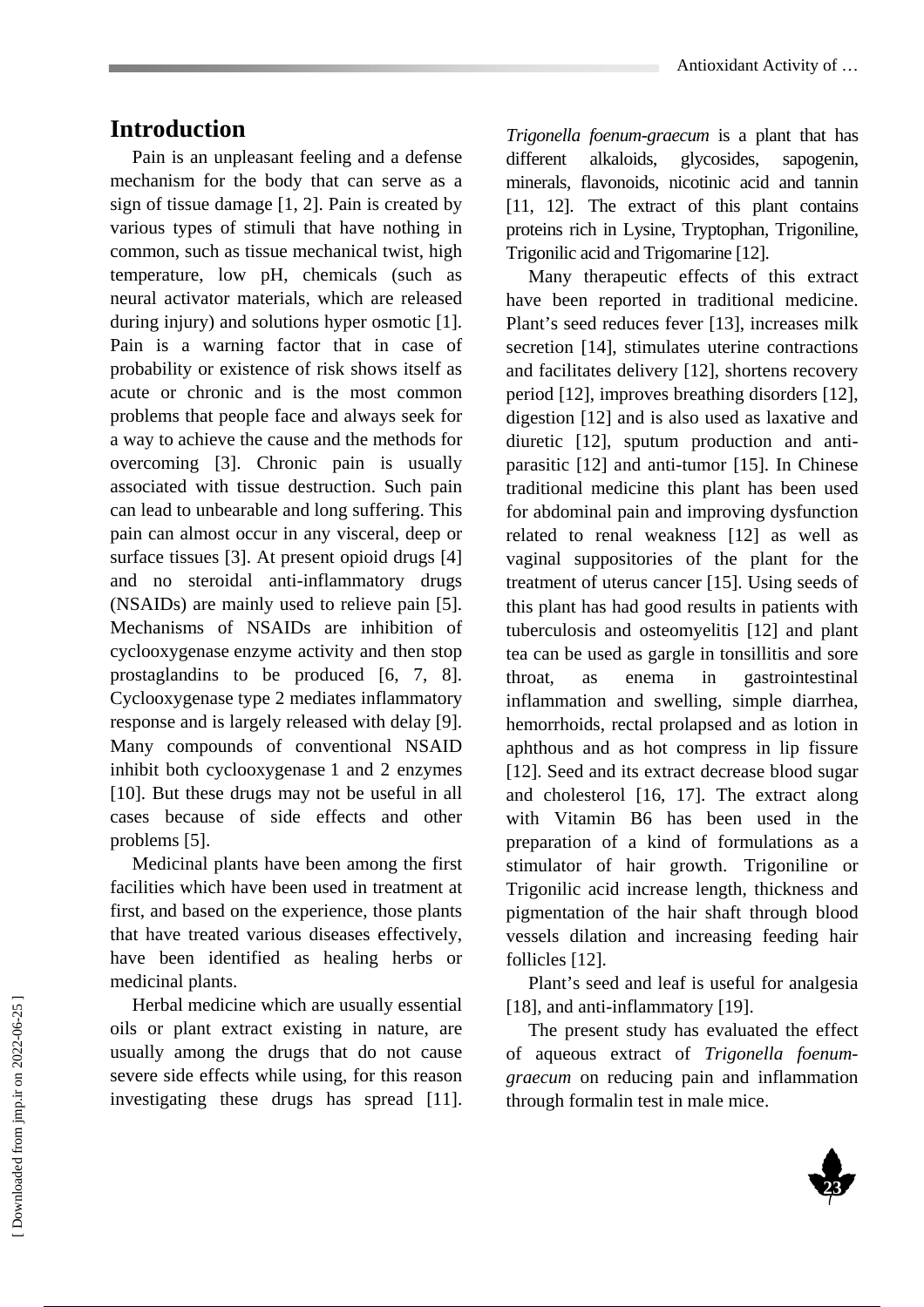## Introduction

Pain is an unpleasant feeling and a defense mechanism for the body that can serve as a sign of tissue damage [1, 2]. Pain is created by various types of stimuli that have nothing in common, such as tissue mechanical twist, high temperature, low pH, chemicals (such as neural activator materials, which are released during injury) and solutions hyper osmotic [1]. Pain is a warning factor that in case of probability or existence of risk shows itself as acute or chronic and is the most common problems that people face and always seek for a way to achieve the cause and the methods for overcoming [3]. Chronic pain is usually associated with tissue destruction. Such pain can lead to unbearable and long suffering. This pain can almost occur in any visceral, deep or surface tissues [3]. At present opioid drugs [4] and no steroidal anti-inflammatory drugs (NSAIDs) are mainly used to relieve pain [5]. Mechanisms of NSAIDs are inhibition of cyclooxygenase enzyme activity and then stop prostaglandins to be produced [6, 7, 8]. Cyclooxygenase type 2 mediates inflammatory response and is largely released with delay [9]. Many compounds of conventional NSAID inhibit both cyclooxygenase 1 and 2 enzymes [10]. But these drugs may not be useful in all cases because of side effects and other problems [5].

Medicinal plants have been among the first facilities which have been used in treatment at first, and based on the experience, those plants that have treated various diseases effectively, have been identified as healing herbs or medicinal plants.

Herbal medicine which are usually essential oils or plant extract existing in nature, are usually among the drugs that do not cause severe side effects while using, for this reason investigating these drugs has spread [11]. *Trigonella foenum-graecum* is a plant that has different alkaloids, glycosides, sapogenin, minerals, flavonoids, nicotinic acid and tannin [11, 12]. The extract of this plant contains proteins rich in Lysine, Tryptophan, Trigoniline, Trigonilic acid and Trigomarine [12].

Many therapeutic effects of this extract have been reported in traditional medicine. Plant's seed reduces fever [13], increases milk secretion [14], stimulates uterine contractions and facilitates delivery [12], shortens recovery period [12], improves breathing disorders [12], digestion [12] and is also used as laxative and diuretic [12], sputum production and anti-parasitic [12] and anti-tumor [15]. In Chinese traditional medicine this plant has been used for abdominal pain and improving dysfunction related to renal weakness [12] as well as vaginal suppositories of the plant for the treatment of uterus cancer [15]. Using seeds of this plant has had good results in patients with tuberculosis and osteomyelitis [12] and plant tea can be used as gargle in tonsillitis and sore throat, as enema in gastrointestinal inflammation and swelling, simple diarrhea, hemorrhoids, rectal prolapsed and as lotion in aphthous and as hot compress in lip fissure [12]. Seed and its extract decrease blood sugar and cholesterol [16, 17]. The extract along with Vitamin B6 has been used in the preparation of a kind of formulations as a stimulator of hair growth. Trigoniline or Trigonilic acid increase length, thickness and pigmentation of the hair shaft through blood vessels dilation and increasing feeding hair follicles [12].

Plant's seed and leaf is useful for analgesia [18], and anti-inflammatory [19].

The present study has evaluated the effect of aqueous extract of *Trigonella foenum-graecum* on reducing pain and inflammation through formalin test in male mice.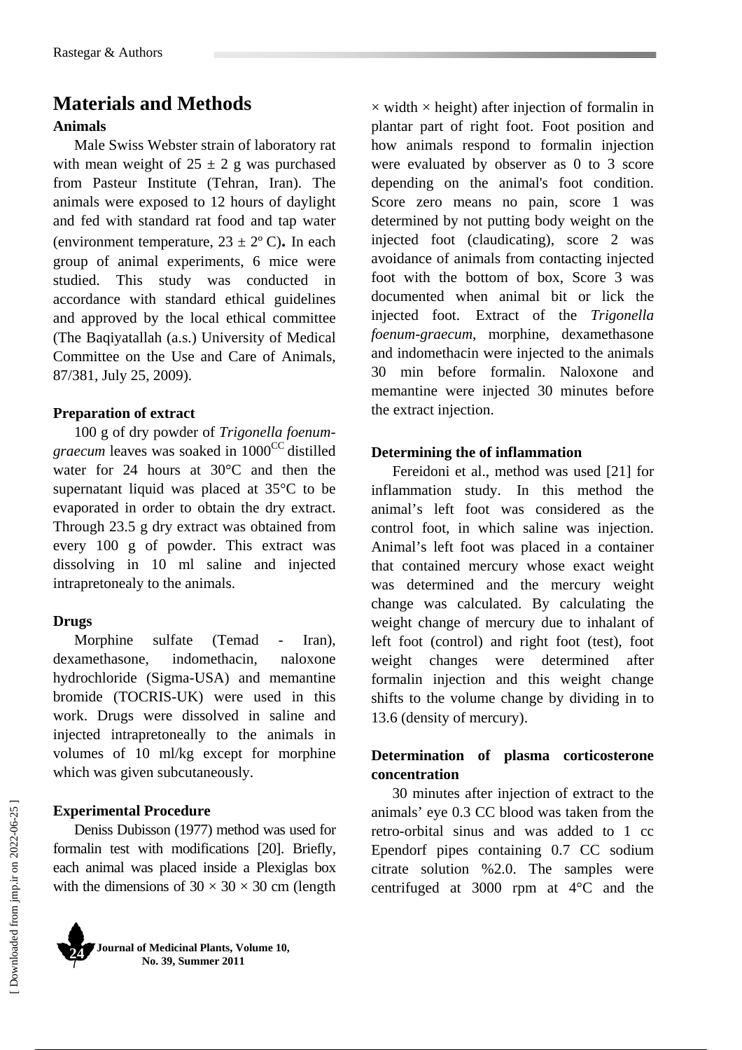# Materials and Methods

### Animals

Male Swiss Webster strain of laboratory rat with mean weight of $25 \pm 2$ g was purchased from Pasteur Institute (Tehran, Iran). The animals were exposed to 12 hours of daylight and fed with standard rat food and tap water (environment temperature, $23 \pm 2$º C)**.** In each group of animal experiments, 6 mice were studied. This study was conducted in accordance with standard ethical guidelines and approved by the local ethical committee (The Baqiyatallah (a.s.) University of Medical Committee on the Use and Care of Animals, 87/381, July 25, 2009).

### Preparation of extract

100 g of dry powder of *Trigonella foenum-graecum* leaves was soaked in $1000^{CC}$ distilled water for 24 hours at 30°C and then the supernatant liquid was placed at 35°C to be evaporated in order to obtain the dry extract. Through 23.5 g dry extract was obtained from every 100 g of powder. This extract was dissolving in 10 ml saline and injected intrapretonealy to the animals.

### Drugs

Morphine sulfate (Temad - Iran), dexamethasone, indomethacin, naloxone hydrochloride (Sigma-USA) and memantine bromide (TOCRIS-UK) were used in this work. Drugs were dissolved in saline and injected intrapretoneally to the animals in volumes of 10 ml/kg except for morphine which was given subcutaneously.

### Experimental Procedure

Deniss Dubisson (1977) method was used for formalin test with modifications [20]. Briefly, each animal was placed inside a Plexiglas box with the dimensions of $30 \times 30 \times 30$ cm (length $\times$ width $\times$ height) after injection of formalin in plantar part of right foot. Foot position and how animals respond to formalin injection were evaluated by observer as 0 to 3 score depending on the animal's foot condition. Score zero means no pain, score 1 was determined by not putting body weight on the injected foot (claudicating), score 2 was avoidance of animals from contacting injected foot with the bottom of box, Score 3 was documented when animal bit or lick the injected foot. Extract of the *Trigonella foenum-graecum*, morphine, dexamethasone and indomethacin were injected to the animals 30 min before formalin. Naloxone and memantine were injected 30 minutes before the extract injection.

### Determining the of inflammation

Fereidoni et al., method was used [21] for inflammation study. In this method the animal's left foot was considered as the control foot, in which saline was injection. Animal's left foot was placed in a container that contained mercury whose exact weight was determined and the mercury weight change was calculated. By calculating the weight change of mercury due to inhalant of left foot (control) and right foot (test), foot weight changes were determined after formalin injection and this weight change shifts to the volume change by dividing in to 13.6 (density of mercury).

### Determination of plasma corticosterone concentration

30 minutes after injection of extract to the animals' eye 0.3 CC blood was taken from the retro-orbital sinus and was added to 1 cc Ependorf pipes containing 0.7 CC sodium citrate solution %2.0. The samples were centrifuged at 3000 rpm at 4°C and the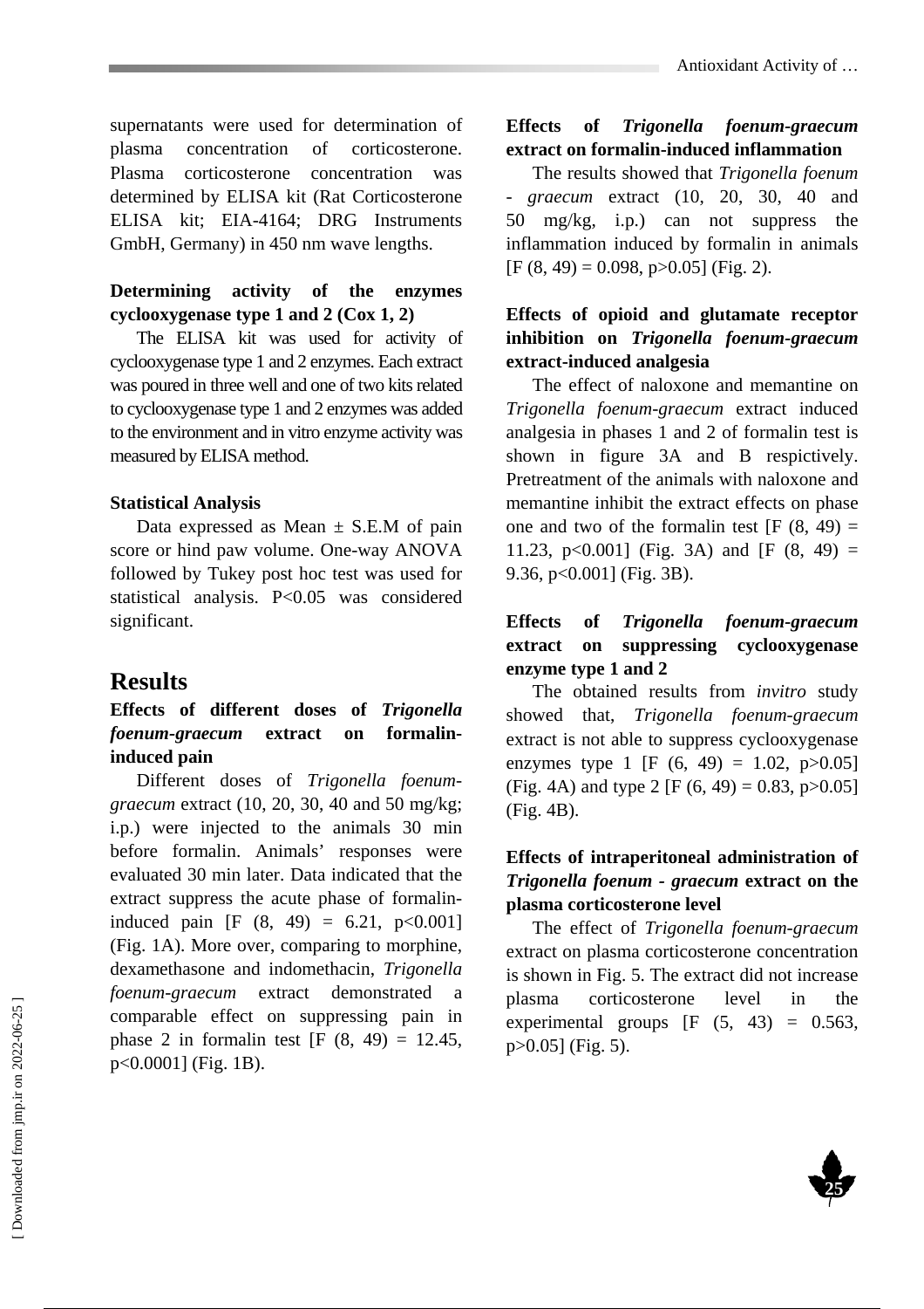supernatants were used for determination of plasma concentration of corticosterone. Plasma corticosterone concentration was determined by ELISA kit (Rat Corticosterone ELISA kit; EIA-4164; DRG Instruments GmbH, Germany) in 450 nm wave lengths.

**Determining activity of the enzymes cyclooxygenase type 1 and 2 (Cox 1, 2)**

The ELISA kit was used for activity of cyclooxygenase type 1 and 2 enzymes. Each extract was poured in three well and one of two kits related to cyclooxygenase type 1 and 2 enzymes was added to the environment and in vitro enzyme activity was measured by ELISA method.

**Statistical Analysis**

Data expressed as Mean ± S.E.M of pain score or hind paw volume. One-way ANOVA followed by Tukey post hoc test was used for statistical analysis. P<0.05 was considered significant.

## Results

**Effects of different doses of *Trigonella foenum-graecum* extract on formalin-induced pain**

Different doses of *Trigonella foenum-graecum* extract (10, 20, 30, 40 and 50 mg/kg; i.p.) were injected to the animals 30 min before formalin. Animals' responses were evaluated 30 min later. Data indicated that the extract suppress the acute phase of formalin-induced pain [$F(8, 49) = 6.21$, $p<0.001$] (Fig. 1A). More over, comparing to morphine, dexamethasone and indomethacin, *Trigonella foenum-graecum* extract demonstrated a comparable effect on suppressing pain in phase 2 in formalin test [$F(8, 49) = 12.45$, $p<0.0001$] (Fig. 1B).

**Effects of *Trigonella foenum-graecum* extract on formalin-induced inflammation**

The results showed that *Trigonella foenum - graecum* extract (10, 20, 30, 40 and 50 mg/kg, i.p.) can not suppress the inflammation induced by formalin in animals [$F(8, 49) = 0.098$, $p>0.05$] (Fig. 2).

**Effects of opioid and glutamate receptor inhibition on *Trigonella foenum-graecum* extract-induced analgesia**

The effect of naloxone and memantine on *Trigonella foenum-graecum* extract induced analgesia in phases 1 and 2 of formalin test is shown in figure 3A and B respictively. Pretreatment of the animals with naloxone and memantine inhibit the extract effects on phase one and two of the formalin test [$F(8, 49) = 11.23$, $p<0.001$] (Fig. 3A) and [$F(8, 49) = 9.36$, $p<0.001$] (Fig. 3B).

**Effects of *Trigonella foenum-graecum* extract on suppressing cyclooxygenase enzyme type 1 and 2**

The obtained results from *invitro* study showed that, *Trigonella foenum-graecum* extract is not able to suppress cyclooxygenase enzymes type 1 [$F(6, 49) = 1.02$, $p>0.05$] (Fig. 4A) and type 2 [$F(6, 49) = 0.83$, $p>0.05$] (Fig. 4B).

**Effects of intraperitoneal administration of *Trigonella foenum - graecum* extract on the plasma corticosterone level**

The effect of *Trigonella foenum-graecum* extract on plasma corticosterone concentration is shown in Fig. 5. The extract did not increase plasma corticosterone level in the experimental groups [$F(5, 43) = 0.563$, $p>0.05$] (Fig. 5).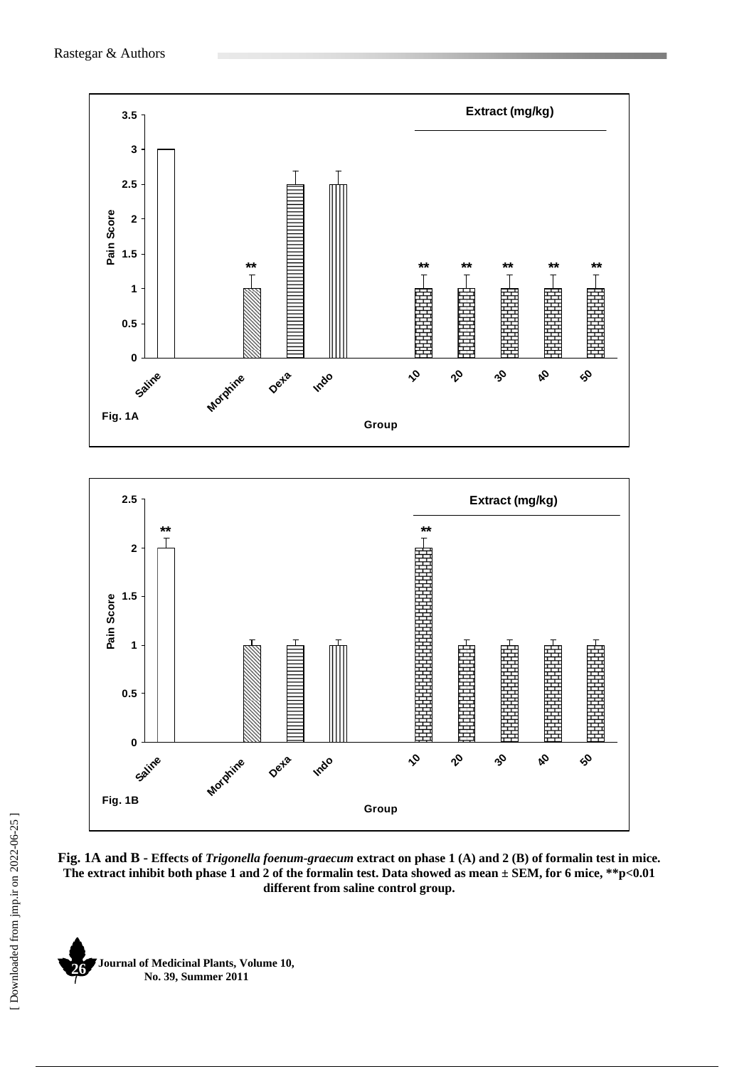**Fig. 1A and B - Effects of *Trigonella foenum-graecum* extract on phase 1 (A) and 2 (B) of formalin test in mice. The extract inhibit both phase 1 and 2 of the formalin test. Data showed as mean ± SEM, for 6 mice, **p<0.01 different from saline control group.**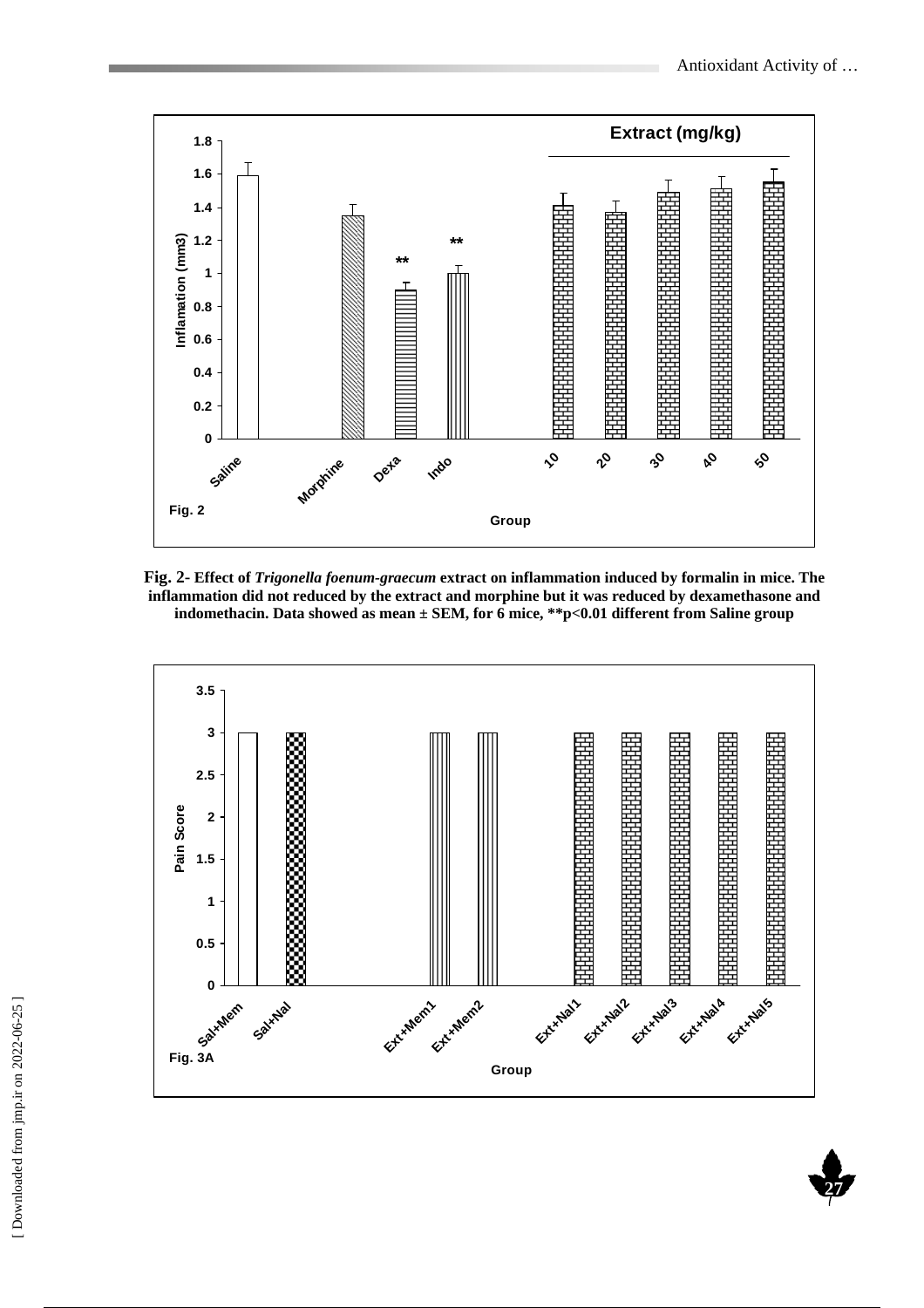Fig. 2- Effect of *Trigonella foenum-graecum* extract on inflammation induced by formalin in mice. The inflammation did not reduced by the extract and morphine but it was reduced by dexamethasone and indomethacin. Data showed as mean ± SEM, for 6 mice, **p<0.01 different from Saline group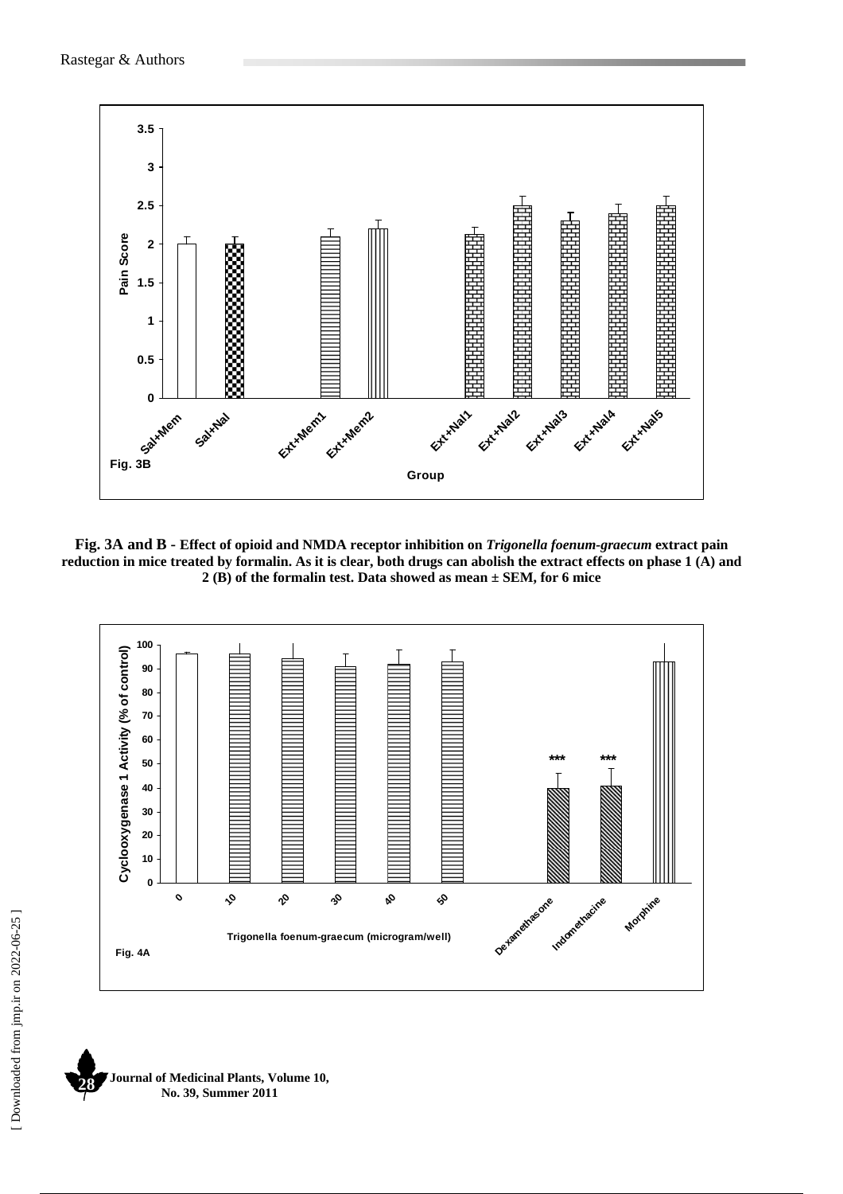**Fig. 3A and B - Effect of opioid and NMDA receptor inhibition on *Trigonella foenum-graecum* extract pain reduction in mice treated by formalin. As it is clear, both drugs can abolish the extract effects on phase 1 (A) and 2 (B) of the formalin test. Data showed as mean ± SEM, for 6 mice**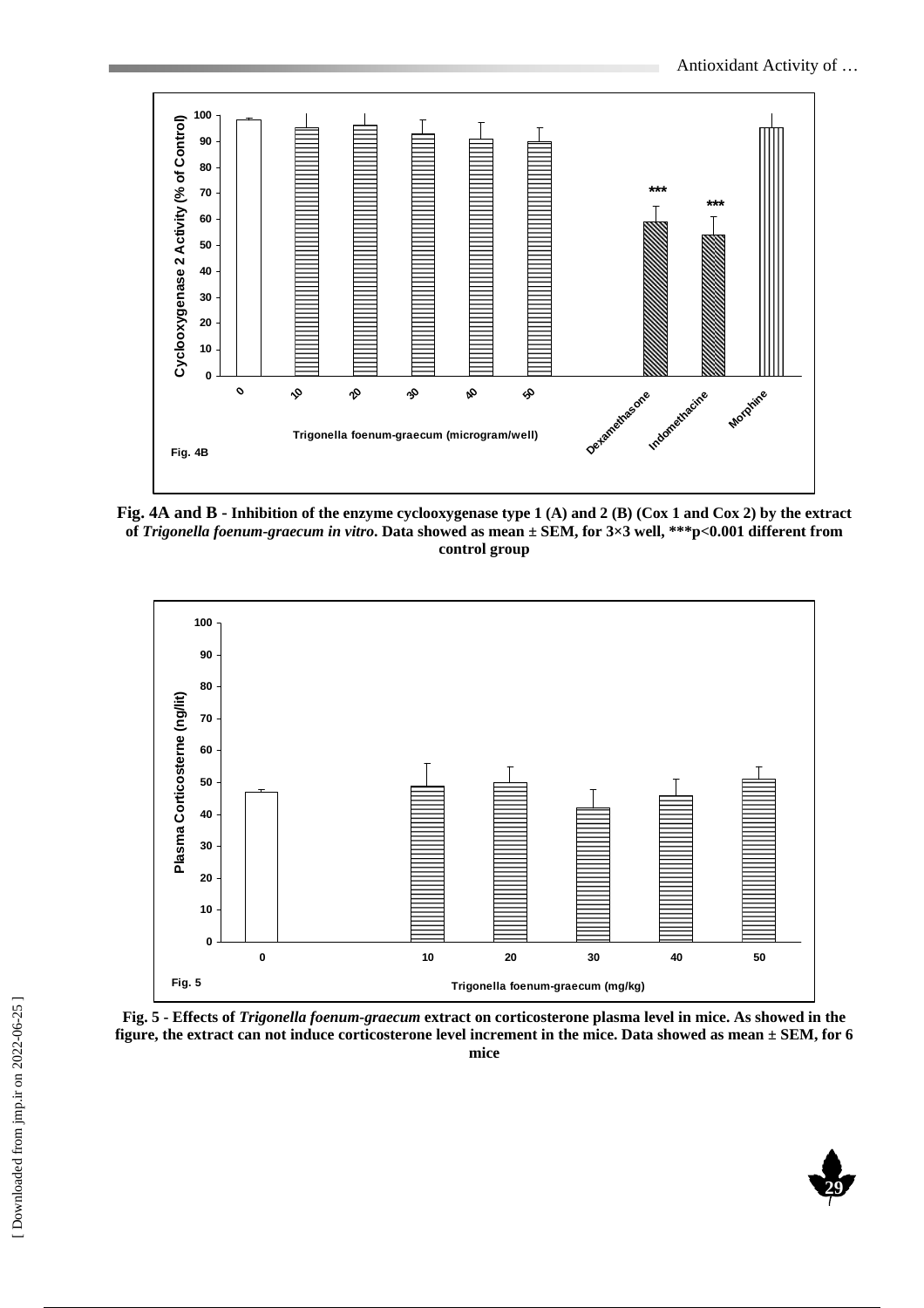**Fig. 4A and B - Inhibition of the enzyme cyclooxygenase type 1 (A) and 2 (B) (Cox 1 and Cox 2) by the extract of *Trigonella foenum-graecum in vitro*. Data showed as mean ± SEM, for 3×3 well, ***p<0.001 different from control group**

**Fig. 5 - Effects of *Trigonella foenum-graecum* extract on corticosterone plasma level in mice. As showed in the figure, the extract can not induce corticosterone level increment in the mice. Data showed as mean ± SEM, for 6 mice**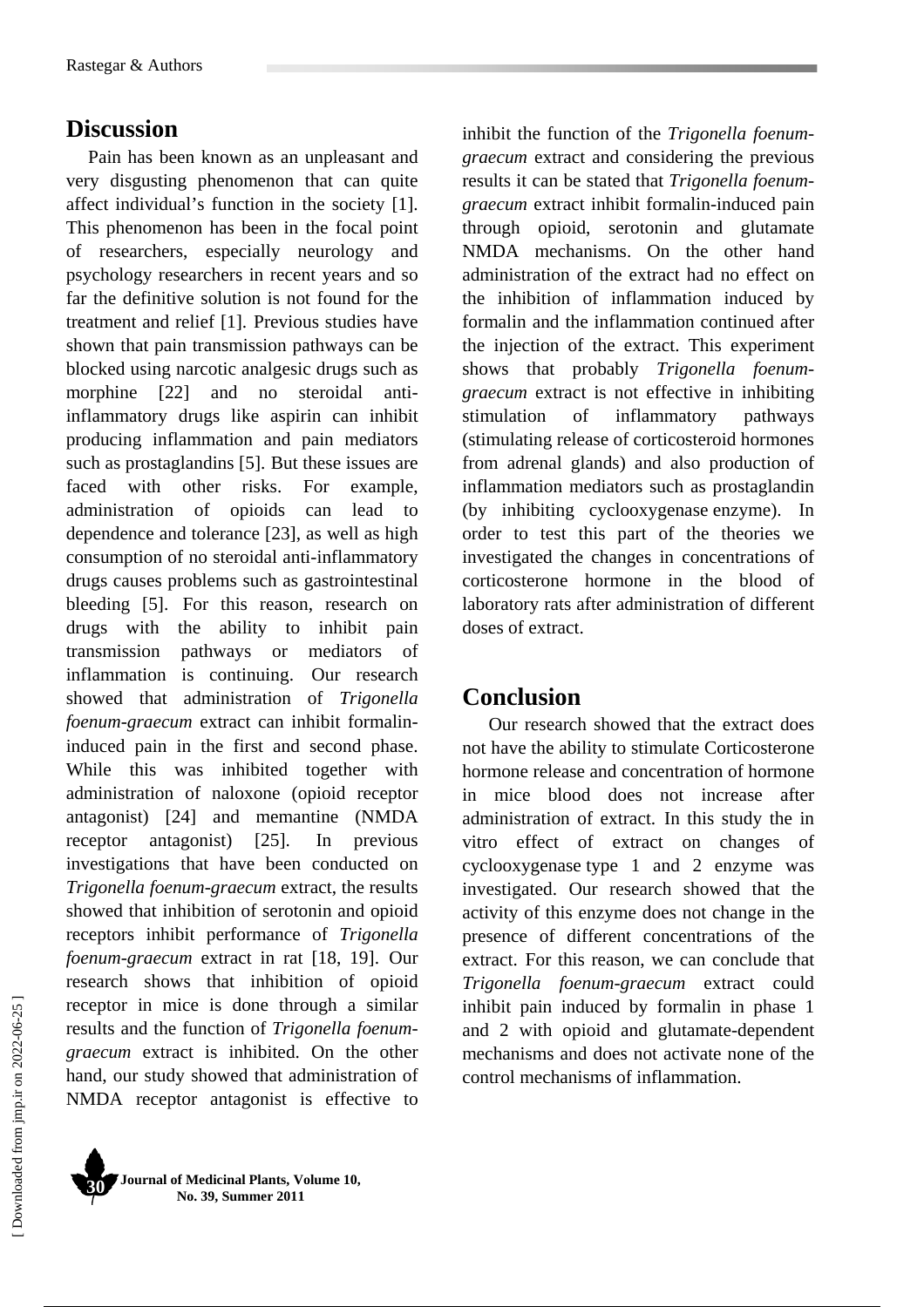## Discussion

Pain has been known as an unpleasant and very disgusting phenomenon that can quite affect individual's function in the society [1]. This phenomenon has been in the focal point of researchers, especially neurology and psychology researchers in recent years and so far the definitive solution is not found for the treatment and relief [1]. Previous studies have shown that pain transmission pathways can be blocked using narcotic analgesic drugs such as morphine [22] and no steroidal anti-inflammatory drugs like aspirin can inhibit producing inflammation and pain mediators such as prostaglandins [5]. But these issues are faced with other risks. For example, administration of opioids can lead to dependence and tolerance [23], as well as high consumption of no steroidal anti-inflammatory drugs causes problems such as gastrointestinal bleeding [5]. For this reason, research on drugs with the ability to inhibit pain transmission pathways or mediators of inflammation is continuing. Our research showed that administration of *Trigonella foenum-graecum* extract can inhibit formalin-induced pain in the first and second phase. While this was inhibited together with administration of naloxone (opioid receptor antagonist) [24] and memantine (NMDA receptor antagonist) [25]. In previous investigations that have been conducted on *Trigonella foenum-graecum* extract, the results showed that inhibition of serotonin and opioid receptors inhibit performance of *Trigonella foenum-graecum* extract in rat [18, 19]. Our research shows that inhibition of opioid receptor in mice is done through a similar results and the function of *Trigonella foenum-graecum* extract is inhibited. On the other hand, our study showed that administration of NMDA receptor antagonist is effective to inhibit the function of the *Trigonella foenum-graecum* extract and considering the previous results it can be stated that *Trigonella foenum-graecum* extract inhibit formalin-induced pain through opioid, serotonin and glutamate NMDA mechanisms. On the other hand administration of the extract had no effect on the inhibition of inflammation induced by formalin and the inflammation continued after the injection of the extract. This experiment shows that probably *Trigonella foenum-graecum* extract is not effective in inhibiting stimulation of inflammatory pathways (stimulating release of corticosteroid hormones from adrenal glands) and also production of inflammation mediators such as prostaglandin (by inhibiting cyclooxygenase enzyme). In order to test this part of the theories we investigated the changes in concentrations of corticosterone hormone in the blood of laboratory rats after administration of different doses of extract.

## Conclusion

Our research showed that the extract does not have the ability to stimulate Corticosterone hormone release and concentration of hormone in mice blood does not increase after administration of extract. In this study the in vitro effect of extract on changes of cyclooxygenase type 1 and 2 enzyme was investigated. Our research showed that the activity of this enzyme does not change in the presence of different concentrations of the extract. For this reason, we can conclude that *Trigonella foenum-graecum* extract could inhibit pain induced by formalin in phase 1 and 2 with opioid and glutamate-dependent mechanisms and does not activate none of the control mechanisms of inflammation.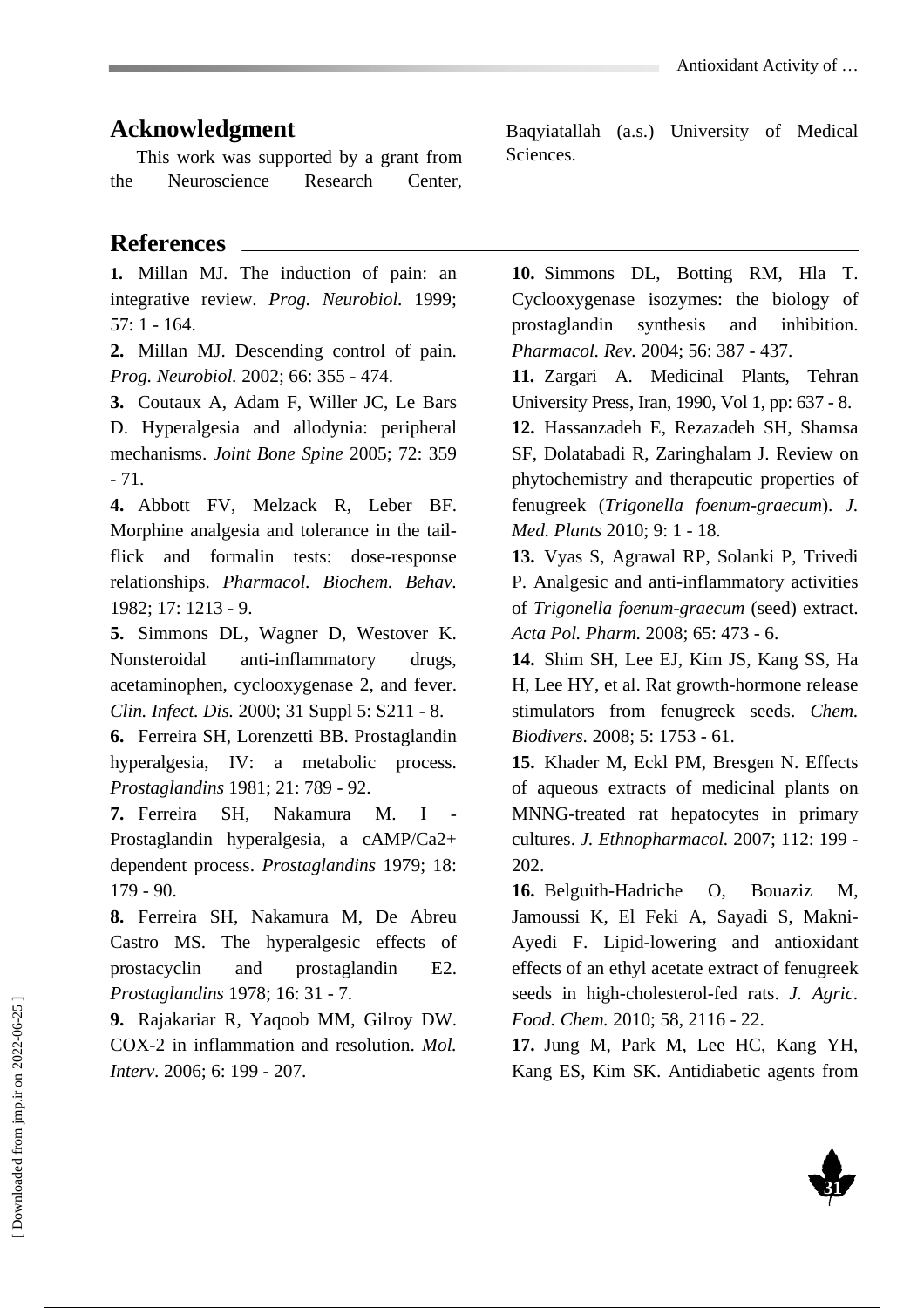## Acknowledgment

This work was supported by a grant from the Neuroscience Research Center, Baqyiatallah (a.s.) University of Medical Sciences.

## References

**1.** Millan MJ. The induction of pain: an integrative review. *Prog. Neurobiol.* 1999; 57: 1 - 164.

**2.** Millan MJ. Descending control of pain. *Prog. Neurobiol.* 2002; 66: 355 - 474.

**3.** Coutaux A, Adam F, Willer JC, Le Bars D. Hyperalgesia and allodynia: peripheral mechanisms. *Joint Bone Spine* 2005; 72: 359 - 71.

**4.** Abbott FV, Melzack R, Leber BF. Morphine analgesia and tolerance in the tail-flick and formalin tests: dose-response relationships. *Pharmacol. Biochem. Behav.* 1982; 17: 1213 - 9.

**5.** Simmons DL, Wagner D, Westover K. Nonsteroidal anti-inflammatory drugs, acetaminophen, cyclooxygenase 2, and fever. *Clin. Infect. Dis.* 2000; 31 Suppl 5: S211 - 8.

**6.** Ferreira SH, Lorenzetti BB. Prostaglandin hyperalgesia, IV: a metabolic process. *Prostaglandins* 1981; 21: 789 - 92.

**7.** Ferreira SH, Nakamura M. I - Prostaglandin hyperalgesia, a cAMP/Ca2+ dependent process. *Prostaglandins* 1979; 18: 179 - 90.

**8.** Ferreira SH, Nakamura M, De Abreu Castro MS. The hyperalgesic effects of prostacyclin and prostaglandin E2. *Prostaglandins* 1978; 16: 31 - 7.

**9.** Rajakariar R, Yaqoob MM, Gilroy DW. COX-2 in inflammation and resolution. *Mol. Interv*. 2006; 6: 199 - 207.

**10.** Simmons DL, Botting RM, Hla T. Cyclooxygenase isozymes: the biology of prostaglandin synthesis and inhibition. *Pharmacol. Rev.* 2004; 56: 387 - 437.

**11.** Zargari A. Medicinal Plants, Tehran University Press, Iran, 1990, Vol 1, pp: 637 - 8.

**12.** Hassanzadeh E, Rezazadeh SH, Shamsa SF, Dolatabadi R, Zaringhalam J. Review on phytochemistry and therapeutic properties of fenugreek (*Trigonella foenum-graecum*). *J. Med. Plants* 2010; 9: 1 - 18.

**13.** Vyas S, Agrawal RP, Solanki P, Trivedi P. Analgesic and anti-inflammatory activities of *Trigonella foenum-graecum* (seed) extract. *Acta Pol. Pharm.* 2008; 65: 473 - 6.

**14.** Shim SH, Lee EJ, Kim JS, Kang SS, Ha H, Lee HY, et al. Rat growth-hormone release stimulators from fenugreek seeds. *Chem. Biodivers.* 2008; 5: 1753 - 61.

**15.** Khader M, Eckl PM, Bresgen N. Effects of aqueous extracts of medicinal plants on MNNG-treated rat hepatocytes in primary cultures. *J. Ethnopharmacol.* 2007; 112: 199 - 202.

**16.** Belguith-Hadriche O, Bouaziz M, Jamoussi K, El Feki A, Sayadi S, Makni-Ayedi F. Lipid-lowering and antioxidant effects of an ethyl acetate extract of fenugreek seeds in high-cholesterol-fed rats. *J. Agric. Food. Chem.* 2010; 58, 2116 - 22.

**17.** Jung M, Park M, Lee HC, Kang YH, Kang ES, Kim SK. Antidiabetic agents from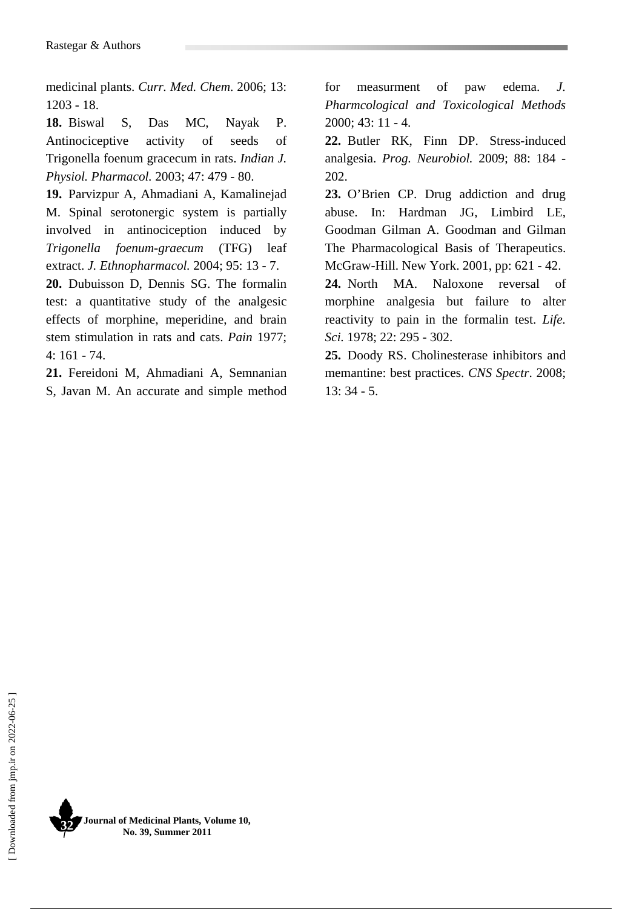medicinal plants. *Curr. Med. Chem*. 2006; 13: 1203 - 18.

**18.** Biswal S, Das MC, Nayak P. Antinociceptive activity of seeds of Trigonella foenum gracecum in rats. *Indian J. Physiol. Pharmacol.* 2003; 47: 479 - 80.

**19.** Parvizpur A, Ahmadiani A, Kamalinejad M. Spinal serotonergic system is partially involved in antinociception induced by *Trigonella foenum-graecum* (TFG) leaf extract. *J. Ethnopharmacol.* 2004; 95: 13 - 7.

**20.** Dubuisson D, Dennis SG. The formalin test: a quantitative study of the analgesic effects of morphine, meperidine, and brain stem stimulation in rats and cats. *Pain* 1977; 4: 161 - 74.

**21.** Fereidoni M, Ahmadiani A, Semnanian S, Javan M. An accurate and simple method for measurment of paw edema. *J. Pharmcological and Toxicological Methods* 2000; 43: 11 - 4.

**22.** Butler RK, Finn DP. Stress-induced analgesia. *Prog. Neurobiol.* 2009; 88: 184 - 202.

**23.** O'Brien CP. Drug addiction and drug abuse. In: Hardman JG, Limbird LE, Goodman Gilman A. Goodman and Gilman The Pharmacological Basis of Therapeutics. McGraw-Hill. New York. 2001, pp: 621 - 42.

**24.** North MA. Naloxone reversal of morphine analgesia but failure to alter reactivity to pain in the formalin test. *Life. Sci.* 1978; 22: 295 - 302.

**25.** Doody RS. Cholinesterase inhibitors and memantine: best practices. *CNS Spectr*. 2008; 13: 34 - 5.